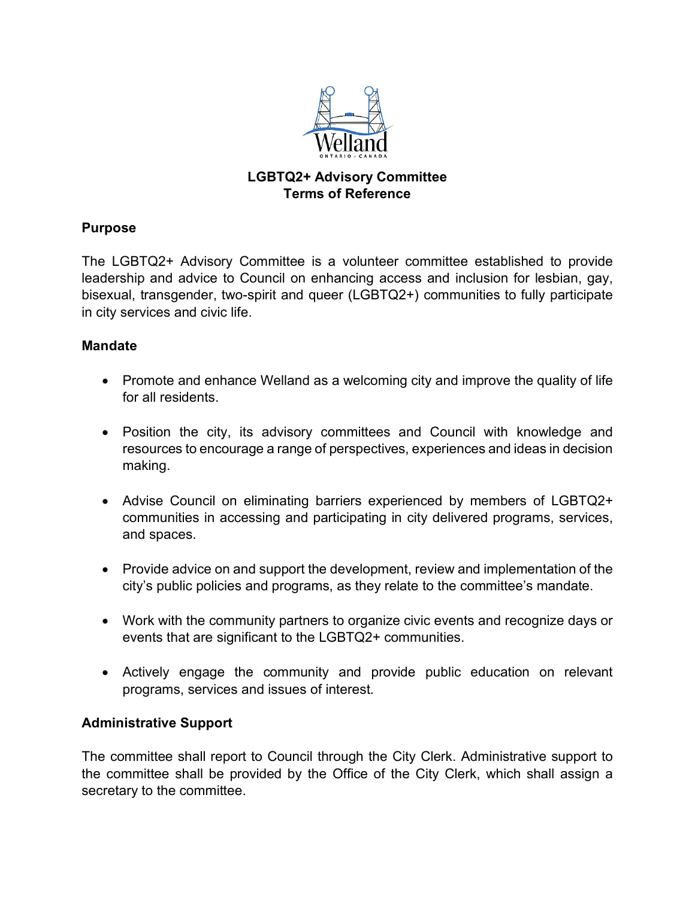# LGBTQ2+ Advisory Committee
# Terms of Reference

## Purpose

The LGBTQ2+ Advisory Committee is a volunteer committee established to provide leadership and advice to Council on enhancing access and inclusion for lesbian, gay, bisexual, transgender, two-spirit and queer (LGBTQ2+) communities to fully participate in city services and civic life.

## Mandate

- Promote and enhance Welland as a welcoming city and improve the quality of life for all residents.
- Position the city, its advisory committees and Council with knowledge and resources to encourage a range of perspectives, experiences and ideas in decision making.
- Advise Council on eliminating barriers experienced by members of LGBTQ2+ communities in accessing and participating in city delivered programs, services, and spaces.
- Provide advice on and support the development, review and implementation of the city's public policies and programs, as they relate to the committee's mandate.
- Work with the community partners to organize civic events and recognize days or events that are significant to the LGBTQ2+ communities.
- Actively engage the community and provide public education on relevant programs, services and issues of interest.

## Administrative Support

The committee shall report to Council through the City Clerk. Administrative support to the committee shall be provided by the Office of the City Clerk, which shall assign a secretary to the committee.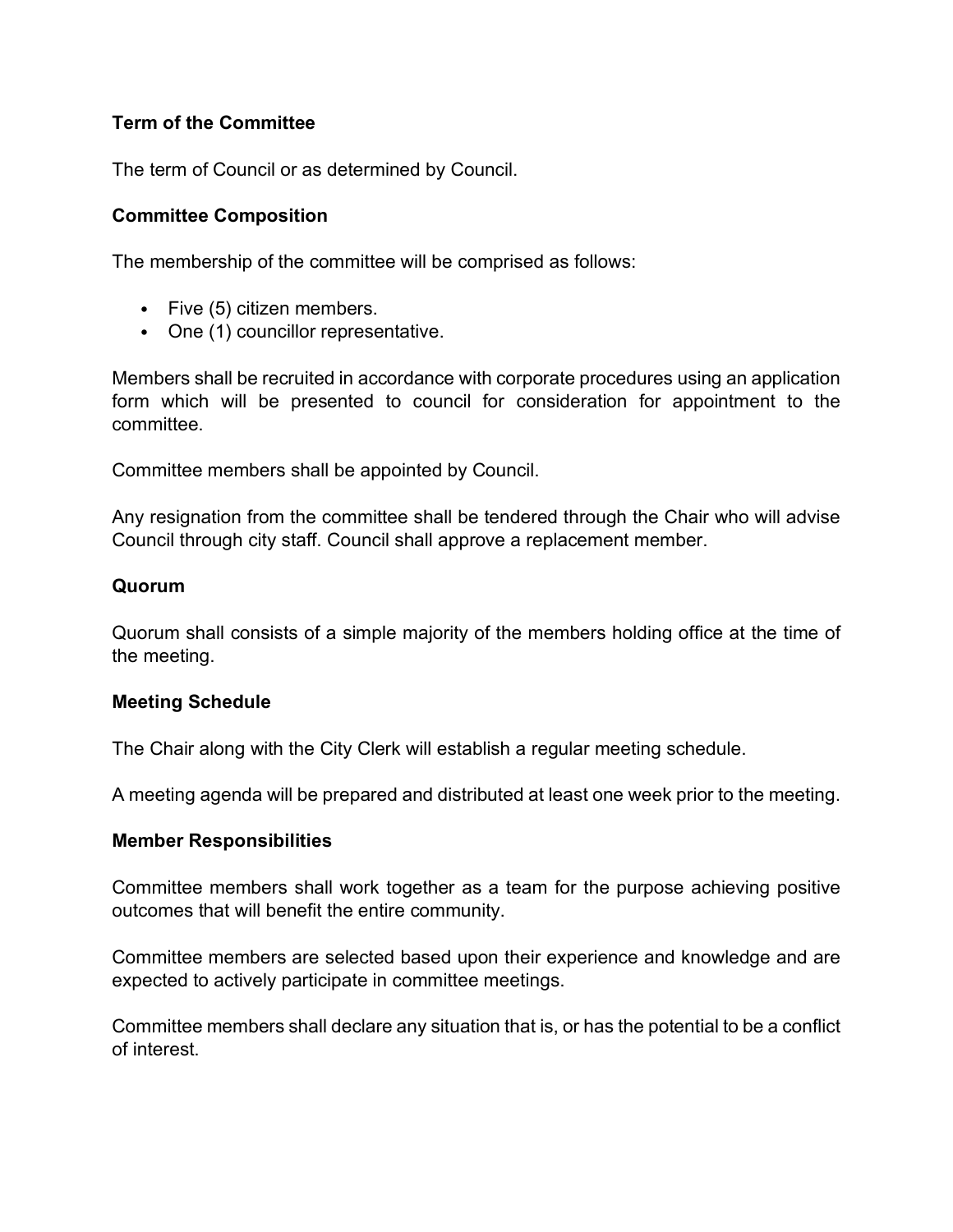**Term of the Committee**

The term of Council or as determined by Council.

**Committee Composition**

The membership of the committee will be comprised as follows:

- Five (5) citizen members.
- One (1) councillor representative.

Members shall be recruited in accordance with corporate procedures using an application form which will be presented to council for consideration for appointment to the committee.

Committee members shall be appointed by Council.

Any resignation from the committee shall be tendered through the Chair who will advise Council through city staff. Council shall approve a replacement member.

**Quorum**

Quorum shall consists of a simple majority of the members holding office at the time of the meeting.

**Meeting Schedule**

The Chair along with the City Clerk will establish a regular meeting schedule.

A meeting agenda will be prepared and distributed at least one week prior to the meeting.

**Member Responsibilities**

Committee members shall work together as a team for the purpose achieving positive outcomes that will benefit the entire community.

Committee members are selected based upon their experience and knowledge and are expected to actively participate in committee meetings.

Committee members shall declare any situation that is, or has the potential to be a conflict of interest.